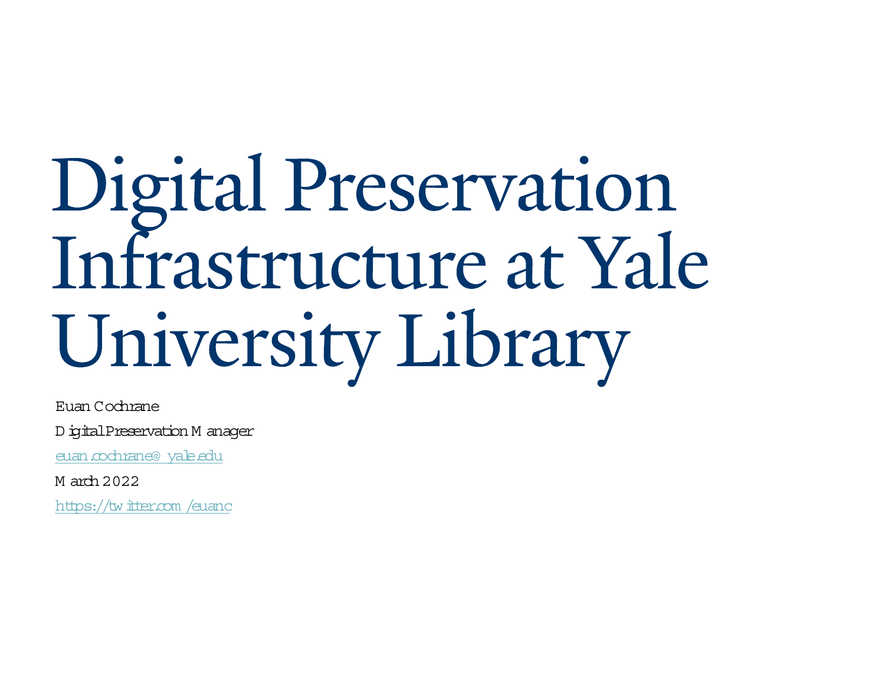# Digital Preservation Infrastructure at Yale University Library

Euan Cochrane

Digital Preservation Manager

euan.cochrane@yale.edu

March 2022

https://twitter.com/euanc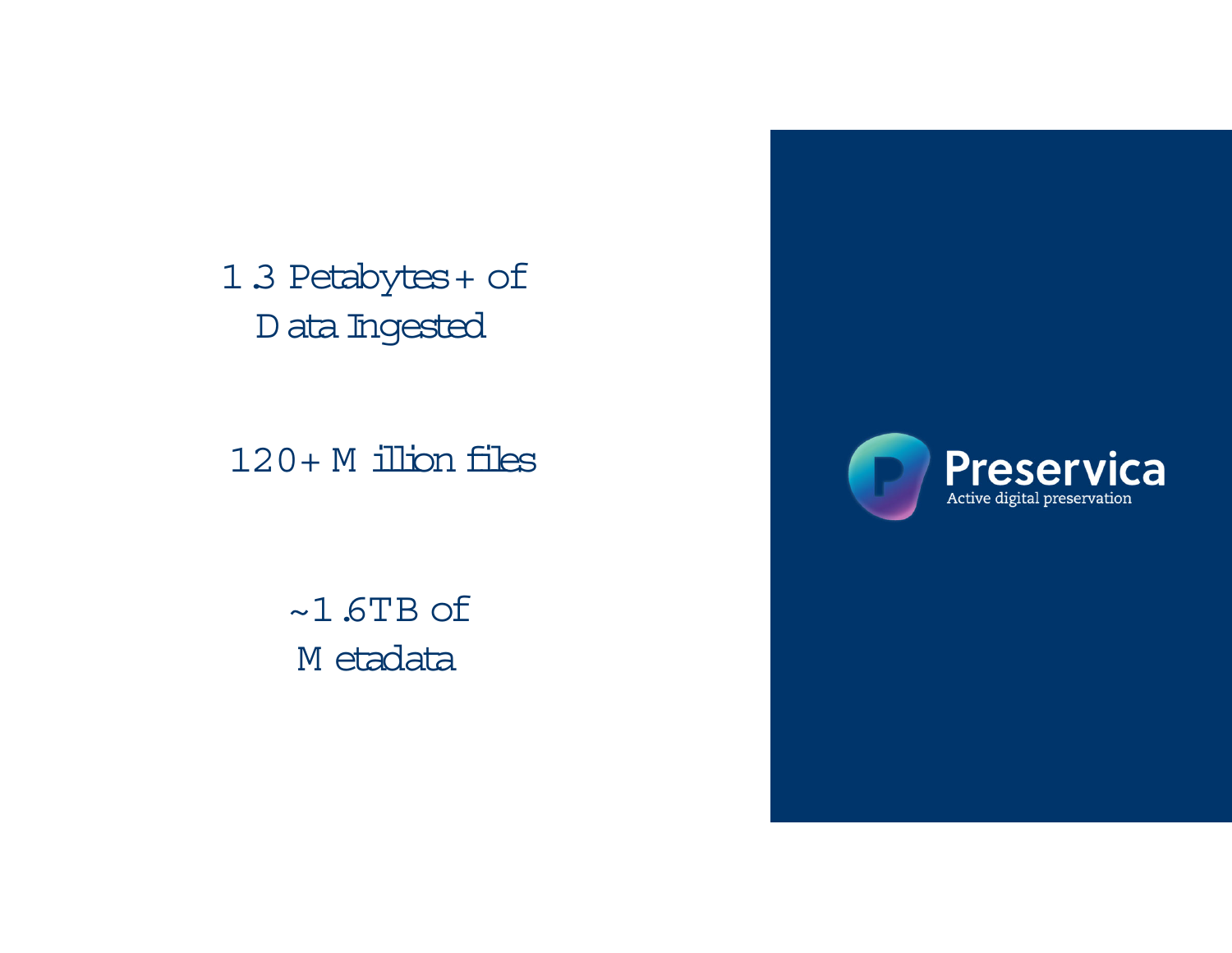1.3 Petabytes+ of Data Ingested

120+ Million files

~1.6TB of Metadata

Preservica

Active digital preservation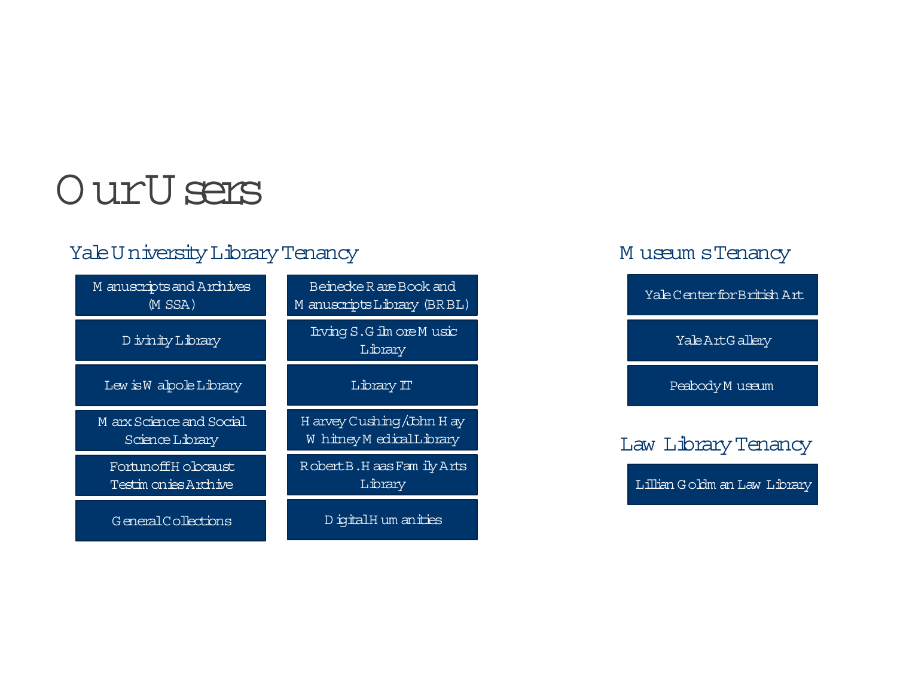# Our Users

## Yale University Library Tenancy

- Manuscripts and Archives (MSSA)
- Beinecke Rare Book and Manuscripts Library (BRBL)
- Divinity Library
- Irving S. Gilmore Music Library
- Lewis Walpole Library
- Library IT
- Marx Science and Social Science Library
- Harvey Cushing/John Hay Whitney Medical Library
- Fortunoff Holocaust Testimonies Archive
- Robert B. Haas Family Arts Library
- General Collections
- Digital Humanities

## Museums Tenancy

- Yale Center for British Art
- Yale Art Gallery
- Peabody Museum

## Law Library Tenancy

- Lillian Goldman Law Library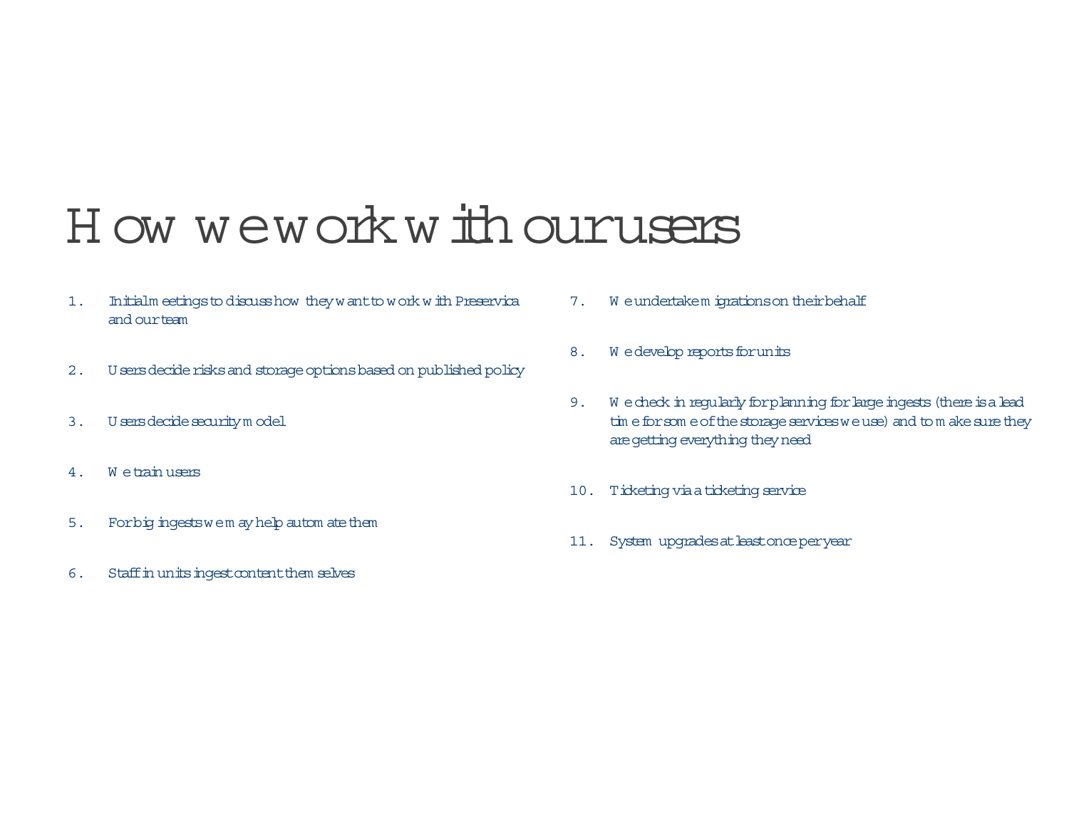# How we work with our users

1. Initial meetings to discuss how they want to work with Preservica and our team
2. Users decide risks and storage options based on published policy
3. Users decide security model
4. We train users
5. For big ingests we may help automate them
6. Staff in units ingest content themselves
7. We undertake migrations on their behalf
8. We develop reports for units
9. We check in regularly for planning for large ingests (there is a lead time for some of the storage services we use) and to make sure they are getting everything they need
10. Ticketing via a ticketing service
11. System upgrades at least once per year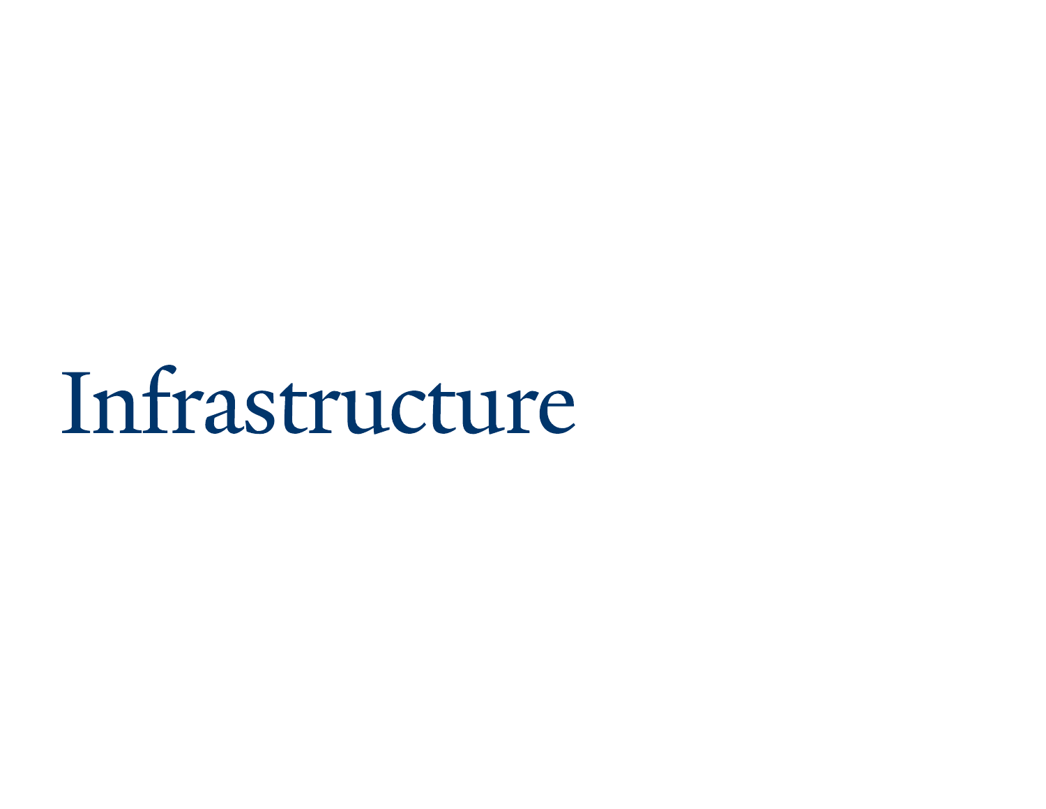# Infrastructure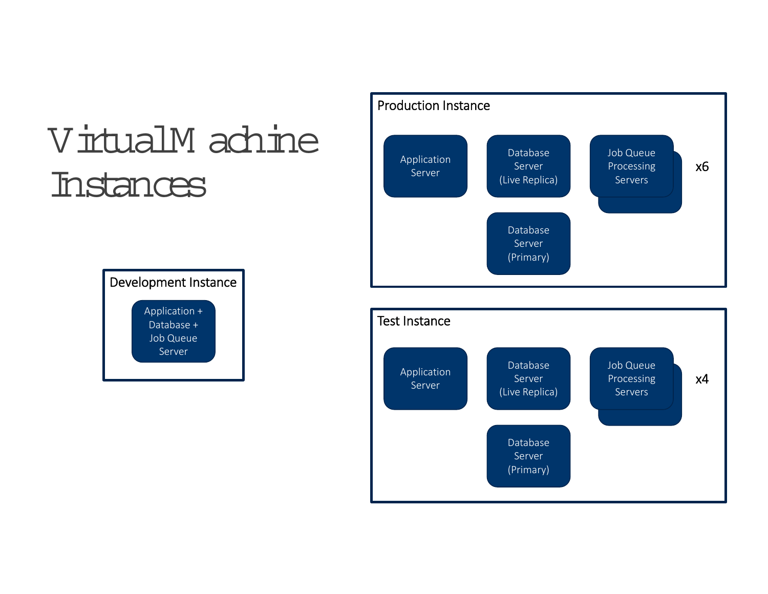# Virtual Machine Instances

### Development Instance

- Application + Database + Job Queue Server

### Production Instance

- Application Server
- Database Server (Live Replica)
- Database Server (Primary)
- Job Queue Processing Servers x6

### Test Instance

- Application Server
- Database Server (Live Replica)
- Database Server (Primary)
- Job Queue Processing Servers x4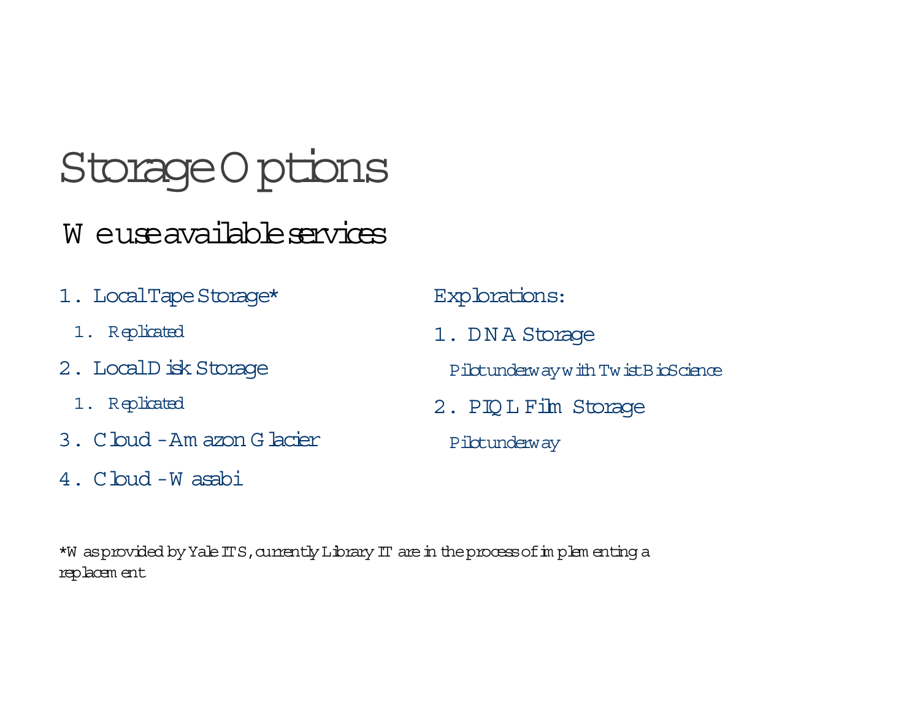# Storage Options

## We use available services

1. Local Tape Storage*
   1. Replicated
2. Local Disk Storage
   1. Replicated
3. Cloud - Amazon Glacier
4. Cloud - Wasabi

Explorations:

1. DNA Storage

   Pilot underway with Twist BioScience

2. PIQL Film Storage

   Pilot underway

*Was provided by Yale ITS, currently Library IT are in the process of implementing a replacement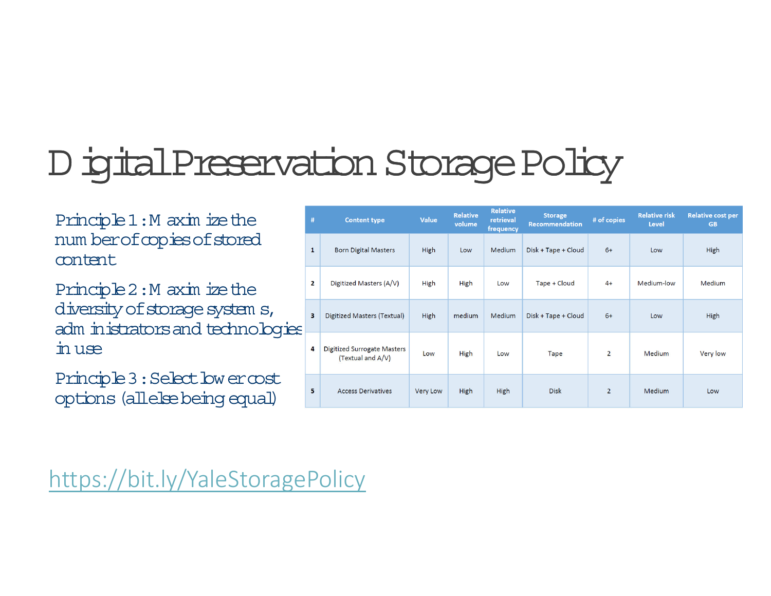# Digital Preservation Storage Policy

Principle 1: Maximize the number of copies of stored content

Principle 2: Maximize the diversity of storage systems, administrators and technologies in use

Principle 3: Select lower cost options (all else being equal)

| # | Content type | Value | Relative volume | Relative retrieval frequency | Storage Recommendation | # of copies | Relative risk Level | Relative cost per GB |
|---|---|---|---|---|---|---|---|---|
| 1 | Born Digital Masters | High | Low | Medium | Disk + Tape + Cloud | 6+ | Low | High |
| 2 | Digitized Masters (A/V) | High | High | Low | Tape + Cloud | 4+ | Medium-low | Medium |
| 3 | Digitized Masters (Textual) | High | medium | Medium | Disk + Tape + Cloud | 6+ | Low | High |
| 4 | Digitized Surrogate Masters (Textual and A/V) | Low | High | Low | Tape | 2 | Medium | Very low |
| 5 | Access Derivatives | Very Low | High | High | Disk | 2 | Medium | Low |

https://bit.ly/YaleStoragePolicy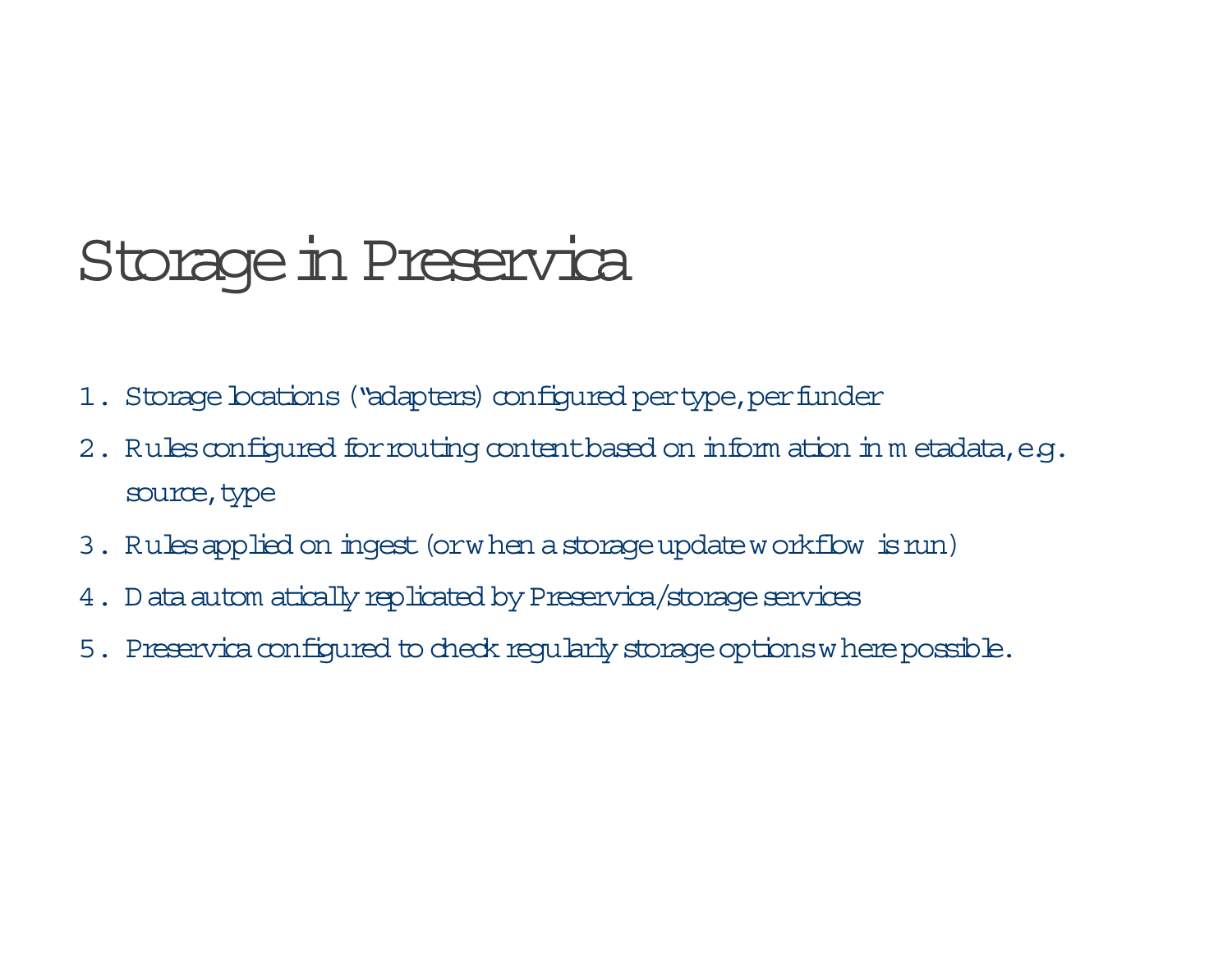# Storage in Preservica

1. Storage locations ("adapters) configured per type, per funder
2. Rules configured for routing content based on information in metadata, e.g. source, type
3. Rules applied on ingest (or when a storage update workflow is run)
4. Data automatically replicated by Preservica/storage services
5. Preservica configured to check regularly storage options where possible.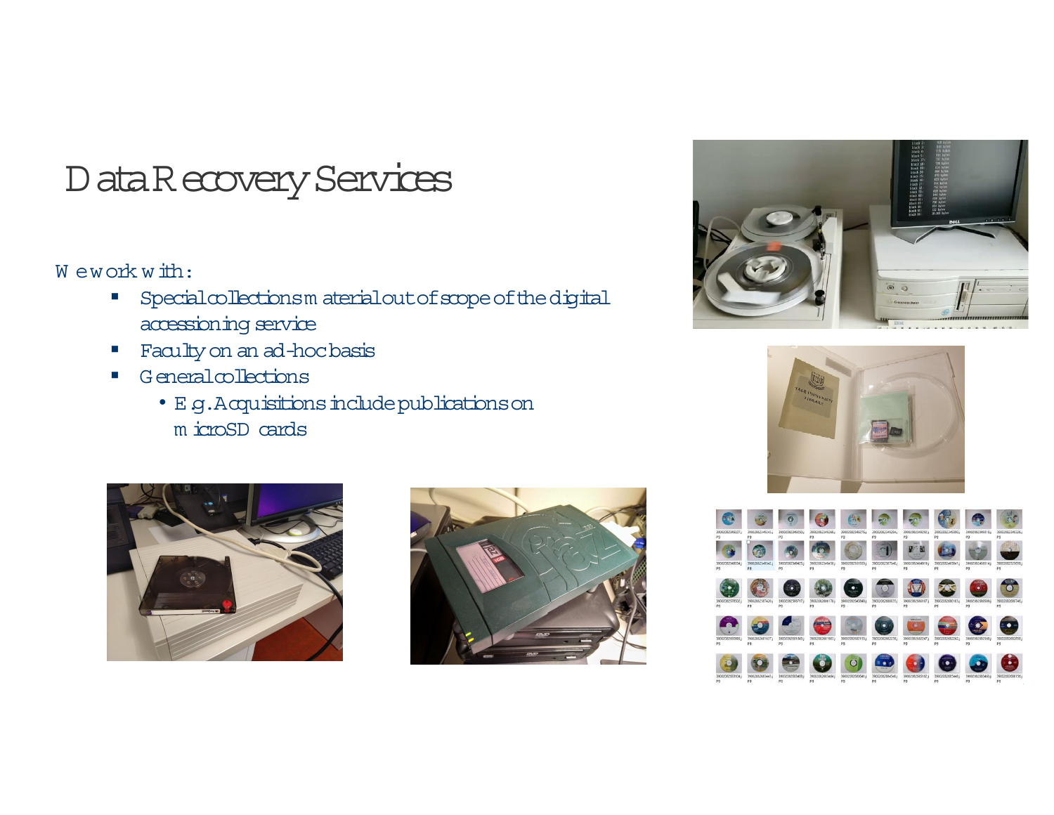# Data Recovery Services

We work with:

- Special collections material out of scope of the digital accessioning service
- Faculty on an ad-hoc basis
- General collections
  - E.g. Acquisitions include publications on microSD cards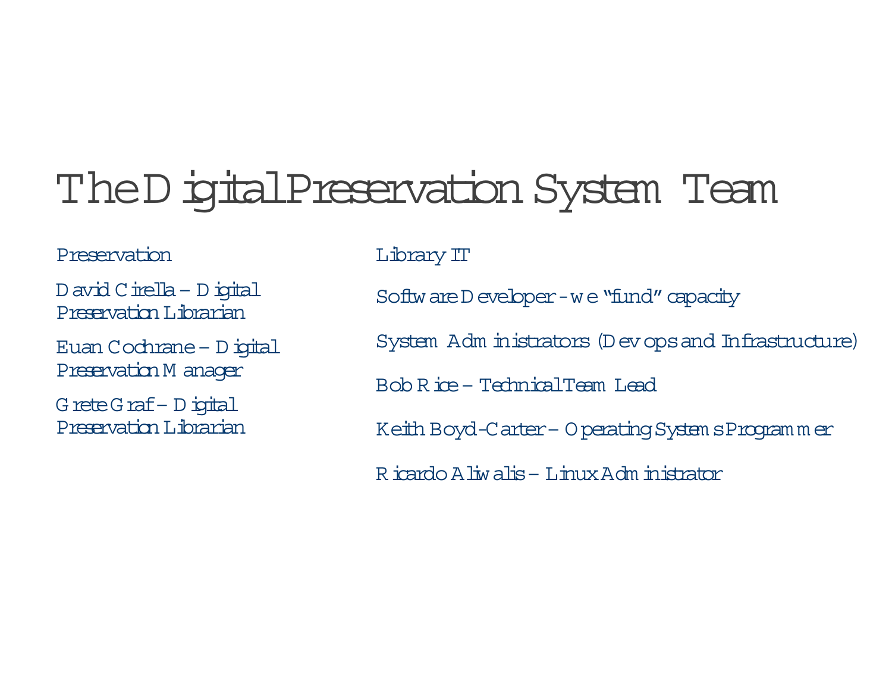# The Digital Preservation System Team

**Preservation**

- David Cirella – Digital Preservation Librarian
- Euan Cochrane – Digital Preservation Manager
- Grete Graf – Digital Preservation Librarian

**Library IT**

- Software Developer - we "fund" capacity
- System Administrators (Devops and Infrastructure)
- Bob Rice – Technical Team Lead
- Keith Boyd-Carter – Operating Systems Programmer
- Ricardo Aliwalis – Linux Administrator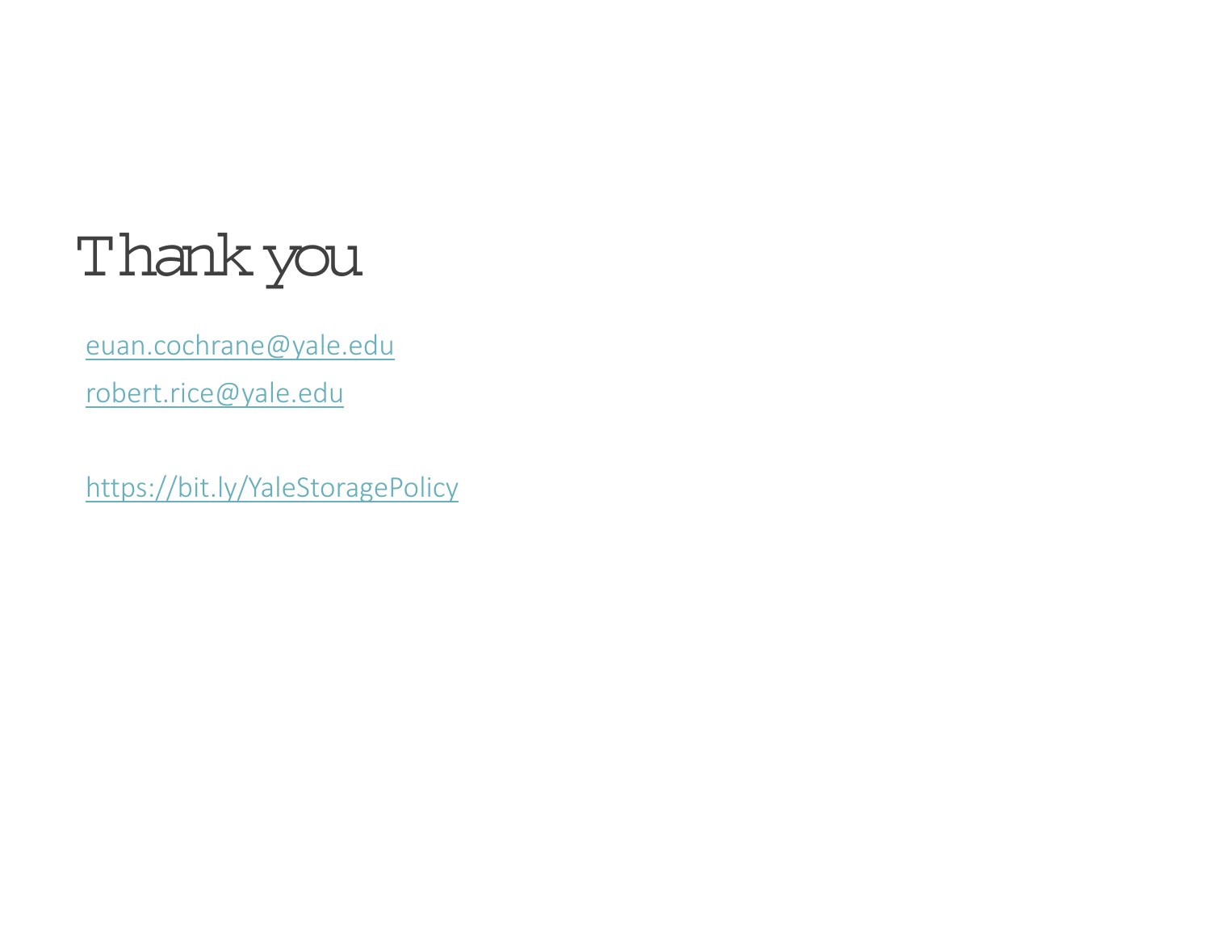# Thank you

euan.cochrane@yale.edu

robert.rice@yale.edu

https://bit.ly/YaleStoragePolicy